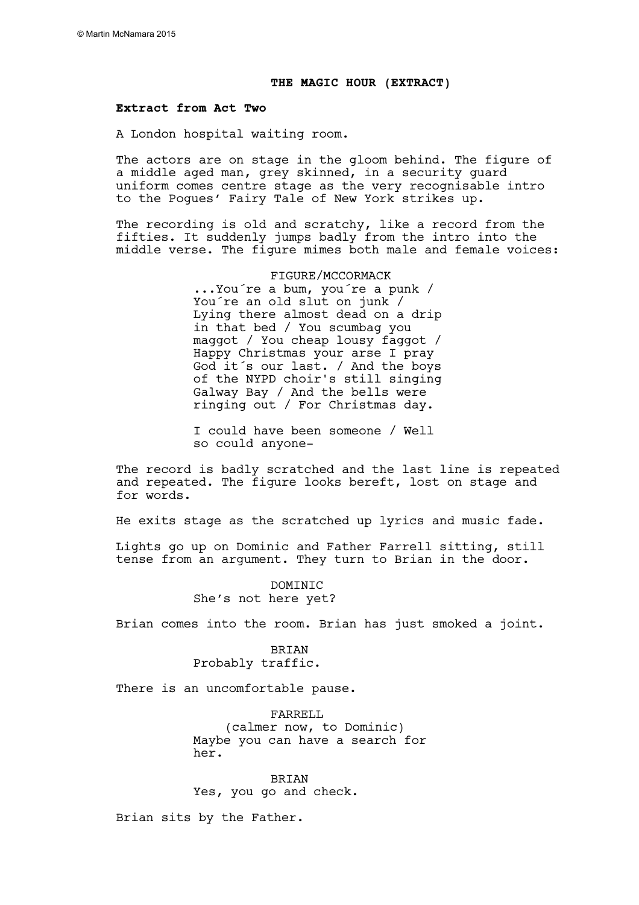© Martin McNamara 2015

# THE MAGIC HOUR (EXTRACT)

**Extract from Act Two**

A London hospital waiting room.

The actors are on stage in the gloom behind. The figure of a middle aged man, grey skinned, in a security guard uniform comes centre stage as the very recognisable intro to the Pogues' Fairy Tale of New York strikes up.

The recording is old and scratchy, like a record from the fifties. It suddenly jumps badly from the intro into the middle verse. The figure mimes both male and female voices:

FIGURE/MCCORMACK

...You´re a bum, you´re a punk / You´re an old slut on junk / Lying there almost dead on a drip in that bed / You scumbag you maggot / You cheap lousy faggot / Happy Christmas your arse I pray God it´s our last. / And the boys of the NYPD choir's still singing Galway Bay / And the bells were ringing out / For Christmas day.

I could have been someone / Well so could anyone-

The record is badly scratched and the last line is repeated and repeated. The figure looks bereft, lost on stage and for words.

He exits stage as the scratched up lyrics and music fade.

Lights go up on Dominic and Father Farrell sitting, still tense from an argument. They turn to Brian in the door.

DOMINIC

She's not here yet?

Brian comes into the room. Brian has just smoked a joint.

BRIAN

Probably traffic.

There is an uncomfortable pause.

FARRELL

(calmer now, to Dominic)

Maybe you can have a search for her.

BRIAN

Yes, you go and check.

Brian sits by the Father.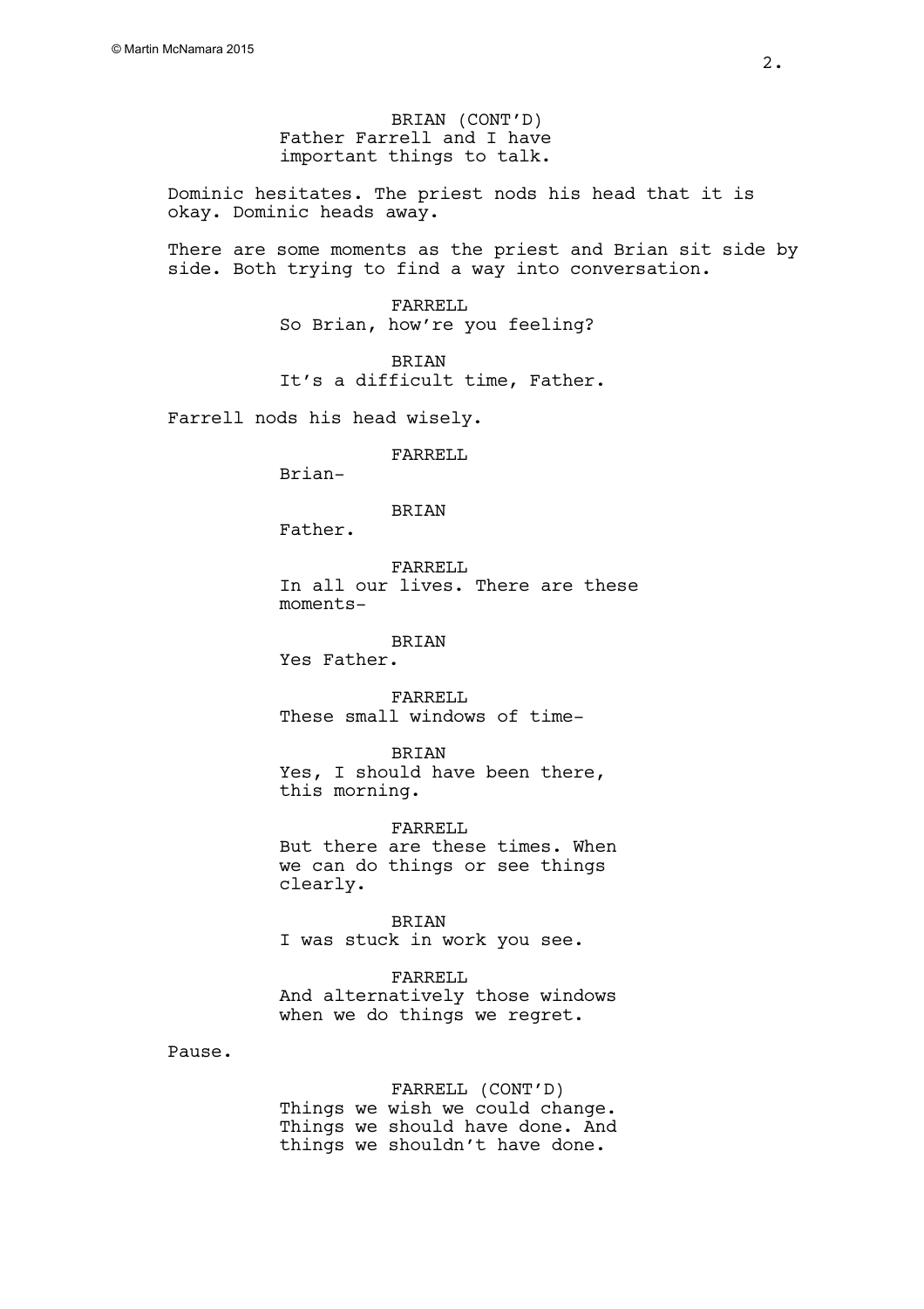BRIAN (CONT'D)
Father Farrell and I have important things to talk.

Dominic hesitates. The priest nods his head that it is okay. Dominic heads away.

There are some moments as the priest and Brian sit side by side. Both trying to find a way into conversation.

FARRELL
So Brian, how're you feeling?

BRIAN
It's a difficult time, Father.

Farrell nods his head wisely.

FARRELL
Brian-

BRIAN
Father.

FARRELL
In all our lives. There are these moments-

BRIAN
Yes Father.

FARRELL
These small windows of time-

BRIAN
Yes, I should have been there, this morning.

FARRELL
But there are these times. When we can do things or see things clearly.

BRIAN
I was stuck in work you see.

FARRELL
And alternatively those windows when we do things we regret.

Pause.

FARRELL (CONT'D)
Things we wish we could change. Things we should have done. And things we shouldn't have done.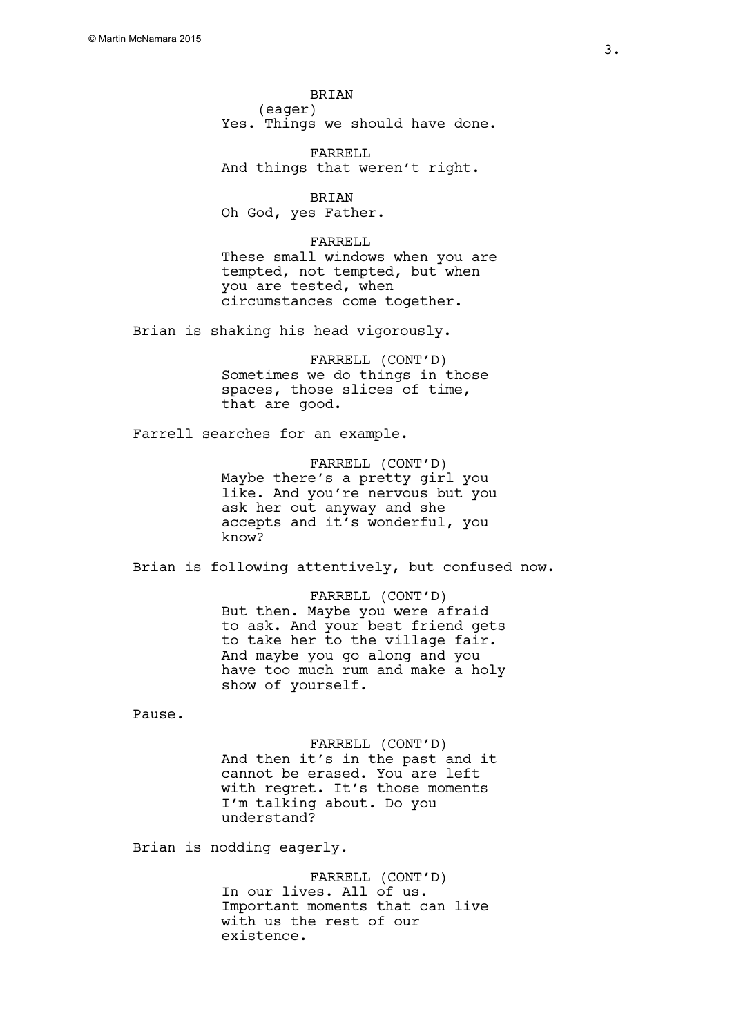BRIAN
(eager)
Yes. Things we should have done.

FARRELL
And things that weren't right.

BRIAN
Oh God, yes Father.

FARRELL
These small windows when you are tempted, not tempted, but when you are tested, when circumstances come together.

Brian is shaking his head vigorously.

FARRELL (CONT'D)
Sometimes we do things in those spaces, those slices of time, that are good.

Farrell searches for an example.

FARRELL (CONT'D)
Maybe there's a pretty girl you like. And you're nervous but you ask her out anyway and she accepts and it's wonderful, you know?

Brian is following attentively, but confused now.

FARRELL (CONT'D)
But then. Maybe you were afraid to ask. And your best friend gets to take her to the village fair. And maybe you go along and you have too much rum and make a holy show of yourself.

Pause.

FARRELL (CONT'D)
And then it's in the past and it cannot be erased. You are left with regret. It's those moments I'm talking about. Do you understand?

Brian is nodding eagerly.

FARRELL (CONT'D)
In our lives. All of us. Important moments that can live with us the rest of our existence.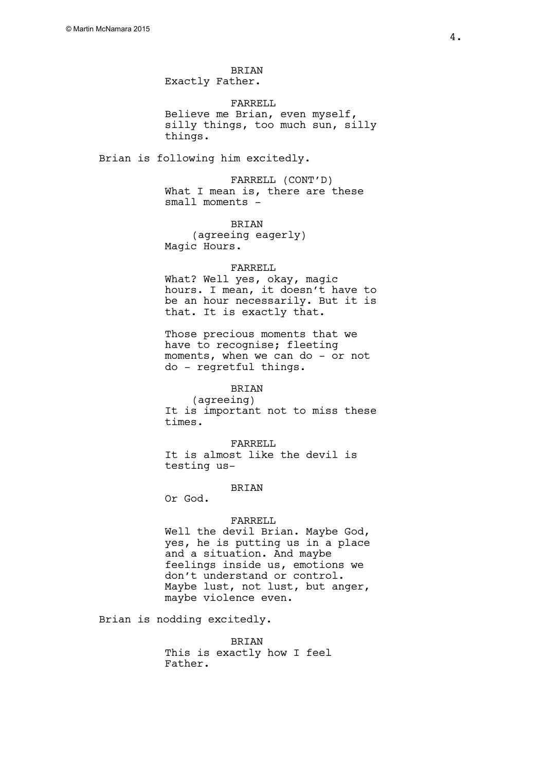BRIAN
Exactly Father.

FARRELL
Believe me Brian, even myself, silly things, too much sun, silly things.

Brian is following him excitedly.

FARRELL (CONT'D)
What I mean is, there are these small moments -

BRIAN
(agreeing eagerly)
Magic Hours.

FARRELL
What? Well yes, okay, magic hours. I mean, it doesn't have to be an hour necessarily. But it is that. It is exactly that.

Those precious moments that we have to recognise; fleeting moments, when we can do - or not do - regretful things.

BRIAN
(agreeing)
It is important not to miss these times.

FARRELL
It is almost like the devil is testing us-

BRIAN
Or God.

FARRELL
Well the devil Brian. Maybe God, yes, he is putting us in a place and a situation. And maybe feelings inside us, emotions we don't understand or control. Maybe lust, not lust, but anger, maybe violence even.

Brian is nodding excitedly.

BRIAN
This is exactly how I feel Father.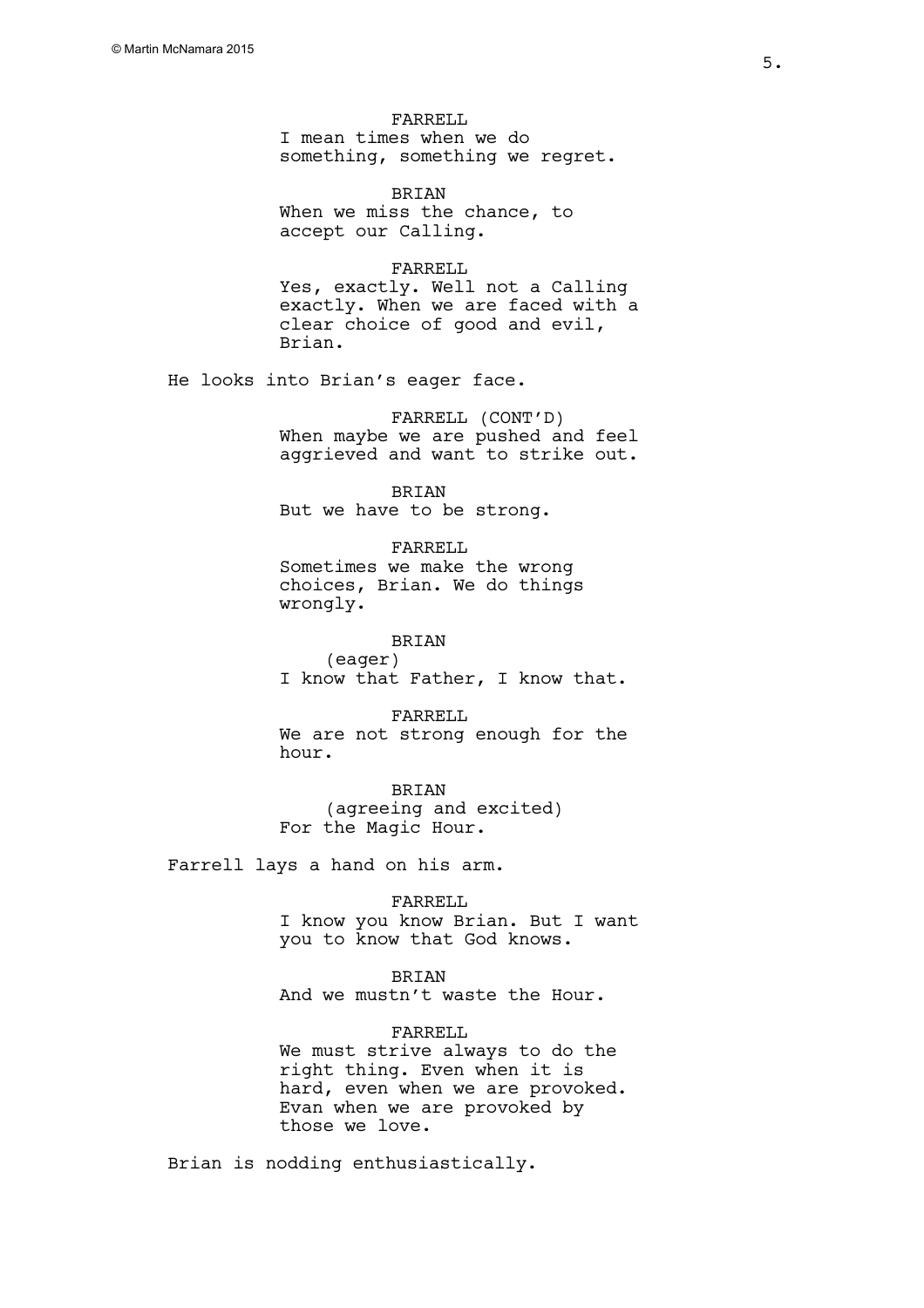FARRELL
I mean times when we do something, something we regret.

BRIAN
When we miss the chance, to accept our Calling.

FARRELL
Yes, exactly. Well not a Calling exactly. When we are faced with a clear choice of good and evil, Brian.

He looks into Brian's eager face.

FARRELL (CONT'D)
When maybe we are pushed and feel aggrieved and want to strike out.

BRIAN
But we have to be strong.

FARRELL
Sometimes we make the wrong choices, Brian. We do things wrongly.

BRIAN
(eager)
I know that Father, I know that.

FARRELL
We are not strong enough for the hour.

BRIAN
(agreeing and excited)
For the Magic Hour.

Farrell lays a hand on his arm.

FARRELL
I know you know Brian. But I want you to know that God knows.

BRIAN
And we mustn't waste the Hour.

FARRELL
We must strive always to do the right thing. Even when it is hard, even when we are provoked. Evan when we are provoked by those we love.

Brian is nodding enthusiastically.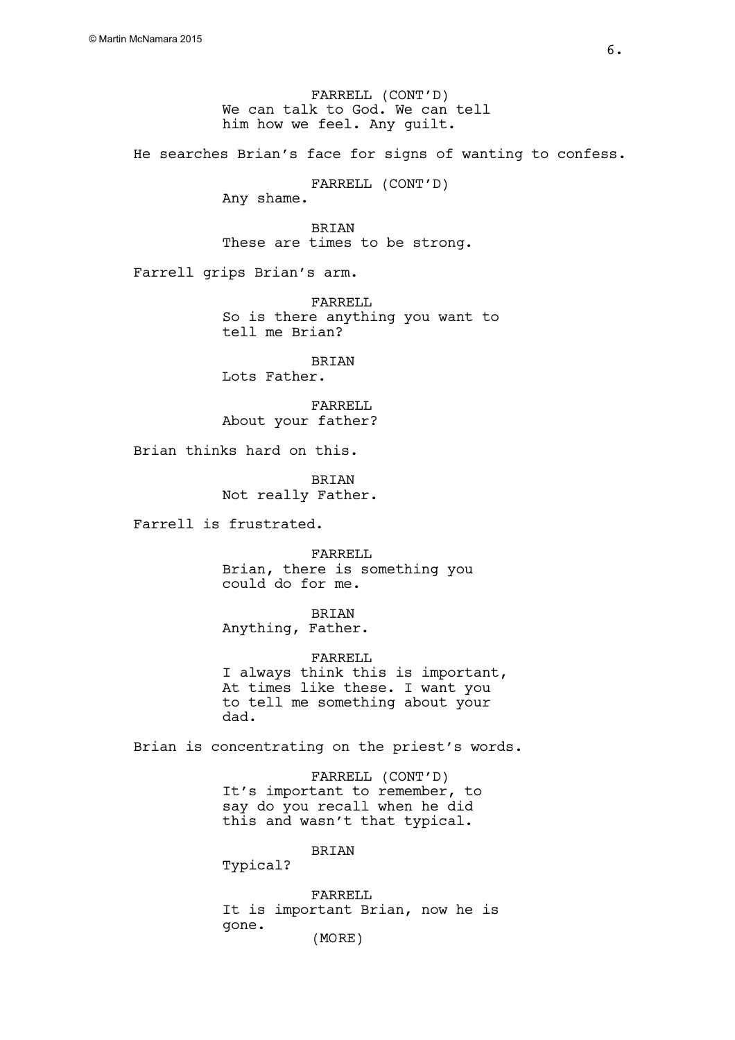FARRELL (CONT'D)
We can talk to God. We can tell him how we feel. Any guilt.

He searches Brian's face for signs of wanting to confess.

FARRELL (CONT'D)
Any shame.

BRIAN
These are times to be strong.

Farrell grips Brian's arm.

FARRELL
So is there anything you want to tell me Brian?

BRIAN
Lots Father.

FARRELL
About your father?

Brian thinks hard on this.

BRIAN
Not really Father.

Farrell is frustrated.

FARRELL
Brian, there is something you could do for me.

BRIAN
Anything, Father.

FARRELL
I always think this is important, At times like these. I want you to tell me something about your dad.

Brian is concentrating on the priest's words.

FARRELL (CONT'D)
It's important to remember, to say do you recall when he did this and wasn't that typical.

BRIAN
Typical?

FARRELL
It is important Brian, now he is gone.
(MORE)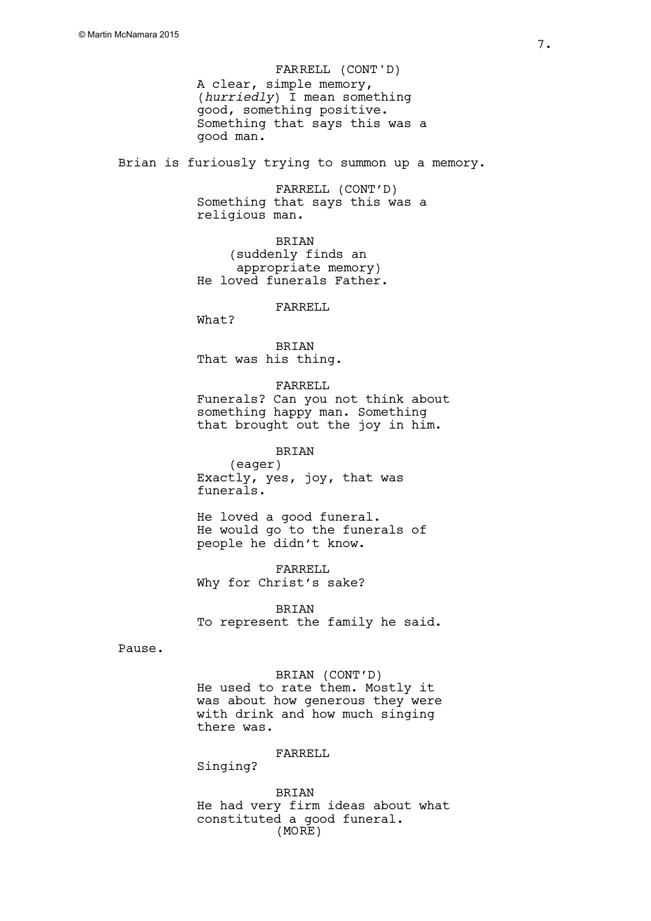FARRELL (CONT'D)
A clear, simple memory, (*hurriedly*) I mean something good, something positive. Something that says this was a good man.

Brian is furiously trying to summon up a memory.

FARRELL (CONT'D)
Something that says this was a religious man.

BRIAN
(suddenly finds an appropriate memory)
He loved funerals Father.

FARRELL
What?

BRIAN
That was his thing.

FARRELL
Funerals? Can you not think about something happy man. Something that brought out the joy in him.

BRIAN
(eager)
Exactly, yes, joy, that was funerals.

He loved a good funeral. He would go to the funerals of people he didn't know.

FARRELL
Why for Christ's sake?

BRIAN
To represent the family he said.

Pause.

BRIAN (CONT'D)
He used to rate them. Mostly it was about how generous they were with drink and how much singing there was.

FARRELL
Singing?

BRIAN
He had very firm ideas about what constituted a good funeral.
(MORE)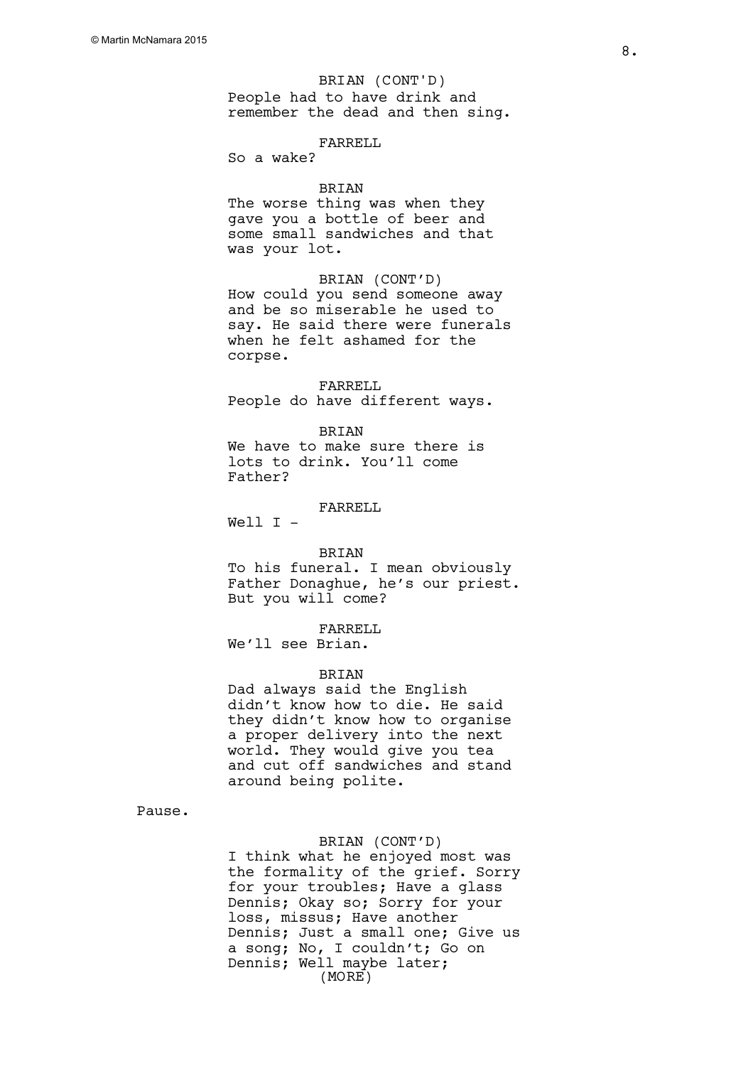BRIAN (CONT'D)
People had to have drink and remember the dead and then sing.

FARRELL
So a wake?

BRIAN
The worse thing was when they gave you a bottle of beer and some small sandwiches and that was your lot.

BRIAN (CONT'D)
How could you send someone away and be so miserable he used to say. He said there were funerals when he felt ashamed for the corpse.

FARRELL
People do have different ways.

BRIAN
We have to make sure there is lots to drink. You'll come Father?

FARRELL
Well I -

BRIAN
To his funeral. I mean obviously Father Donaghue, he's our priest. But you will come?

FARRELL
We'll see Brian.

BRIAN
Dad always said the English didn't know how to die. He said they didn't know how to organise a proper delivery into the next world. They would give you tea and cut off sandwiches and stand around being polite.

Pause.

BRIAN (CONT'D)
I think what he enjoyed most was the formality of the grief. Sorry for your troubles; Have a glass Dennis; Okay so; Sorry for your loss, missus; Have another Dennis; Just a small one; Give us a song; No, I couldn't; Go on Dennis; Well maybe later;
(MORE)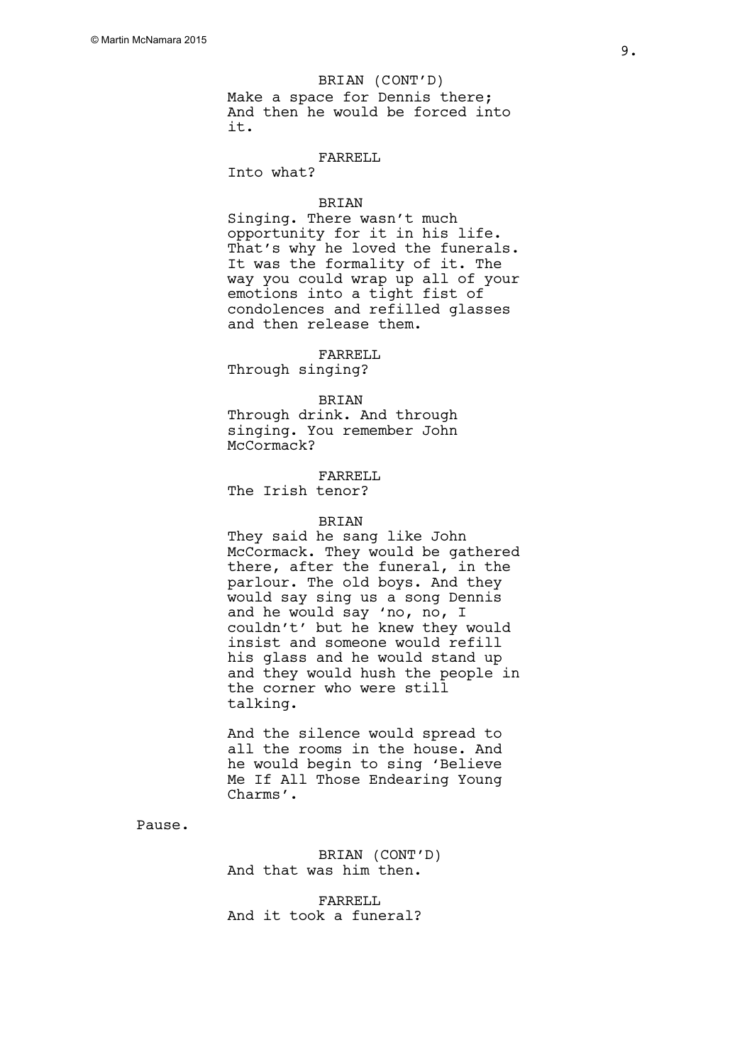BRIAN (CONT'D)
Make a space for Dennis there; And then he would be forced into it.

FARRELL
Into what?

BRIAN
Singing. There wasn't much opportunity for it in his life. That's why he loved the funerals. It was the formality of it. The way you could wrap up all of your emotions into a tight fist of condolences and refilled glasses and then release them.

FARRELL
Through singing?

BRIAN
Through drink. And through singing. You remember John McCormack?

FARRELL
The Irish tenor?

BRIAN
They said he sang like John McCormack. They would be gathered there, after the funeral, in the parlour. The old boys. And they would say sing us a song Dennis and he would say 'no, no, I couldn't' but he knew they would insist and someone would refill his glass and he would stand up and they would hush the people in the corner who were still talking.

And the silence would spread to all the rooms in the house. And he would begin to sing 'Believe Me If All Those Endearing Young Charms'.

Pause.

BRIAN (CONT'D)
And that was him then.

FARRELL
And it took a funeral?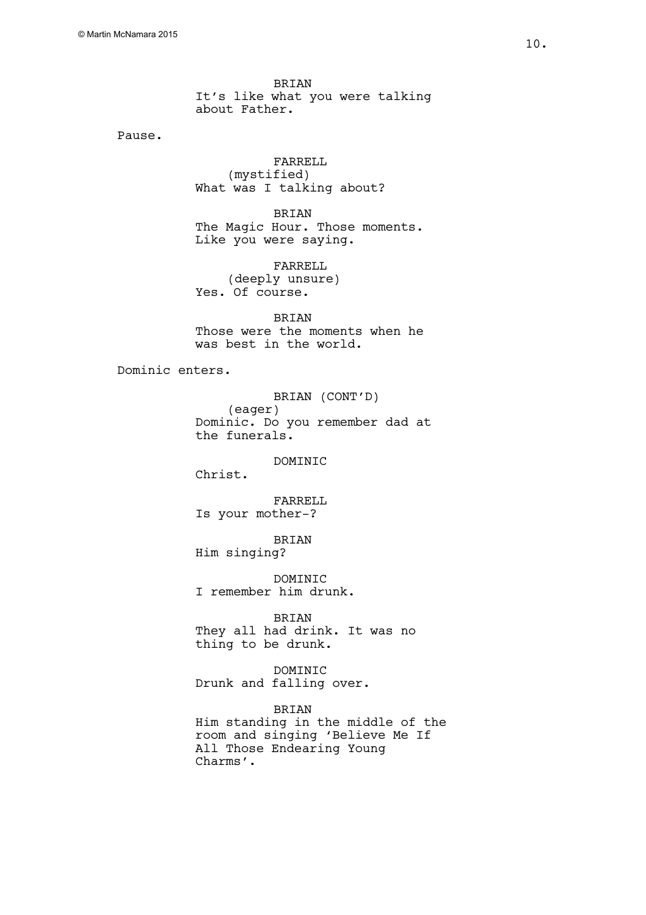BRIAN
It's like what you were talking about Father.

Pause.

FARRELL
(mystified)
What was I talking about?

BRIAN
The Magic Hour. Those moments. Like you were saying.

FARRELL
(deeply unsure)
Yes. Of course.

BRIAN
Those were the moments when he was best in the world.

Dominic enters.

BRIAN (CONT'D)
(eager)
Dominic. Do you remember dad at the funerals.

DOMINIC
Christ.

FARRELL
Is your mother-?

BRIAN
Him singing?

DOMINIC
I remember him drunk.

BRIAN
They all had drink. It was no thing to be drunk.

DOMINIC
Drunk and falling over.

BRIAN
Him standing in the middle of the room and singing 'Believe Me If All Those Endearing Young Charms'.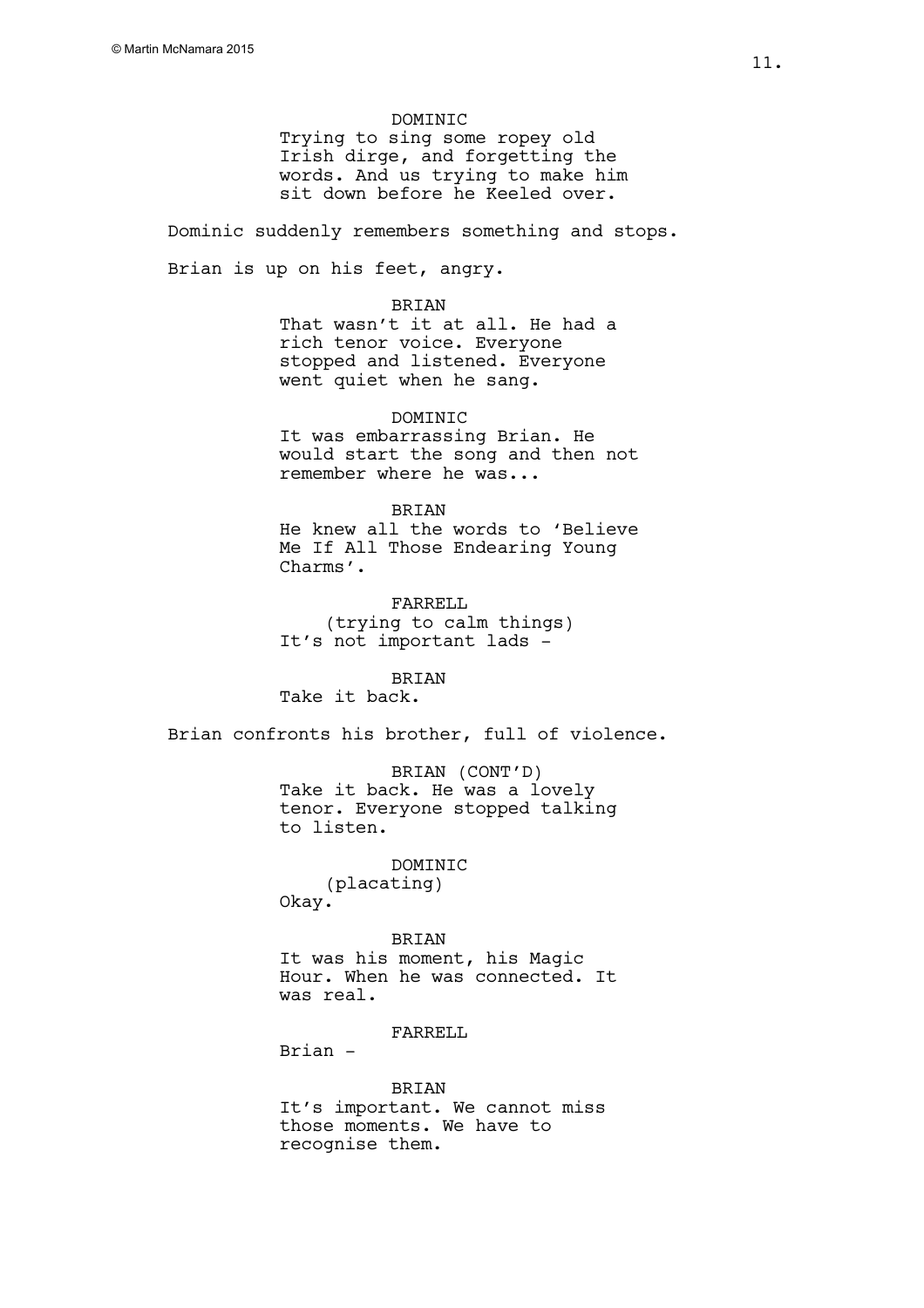DOMINIC
Trying to sing some ropey old Irish dirge, and forgetting the words. And us trying to make him sit down before he Keeled over.

Dominic suddenly remembers something and stops.

Brian is up on his feet, angry.

BRIAN
That wasn't it at all. He had a rich tenor voice. Everyone stopped and listened. Everyone went quiet when he sang.

DOMINIC
It was embarrassing Brian. He would start the song and then not remember where he was...

BRIAN
He knew all the words to 'Believe Me If All Those Endearing Young Charms'.

FARRELL
(trying to calm things)
It's not important lads -

BRIAN
Take it back.

Brian confronts his brother, full of violence.

BRIAN (CONT'D)
Take it back. He was a lovely tenor. Everyone stopped talking to listen.

DOMINIC
(placating)
Okay.

BRIAN
It was his moment, his Magic Hour. When he was connected. It was real.

FARRELL
Brian -

BRIAN
It's important. We cannot miss those moments. We have to recognise them.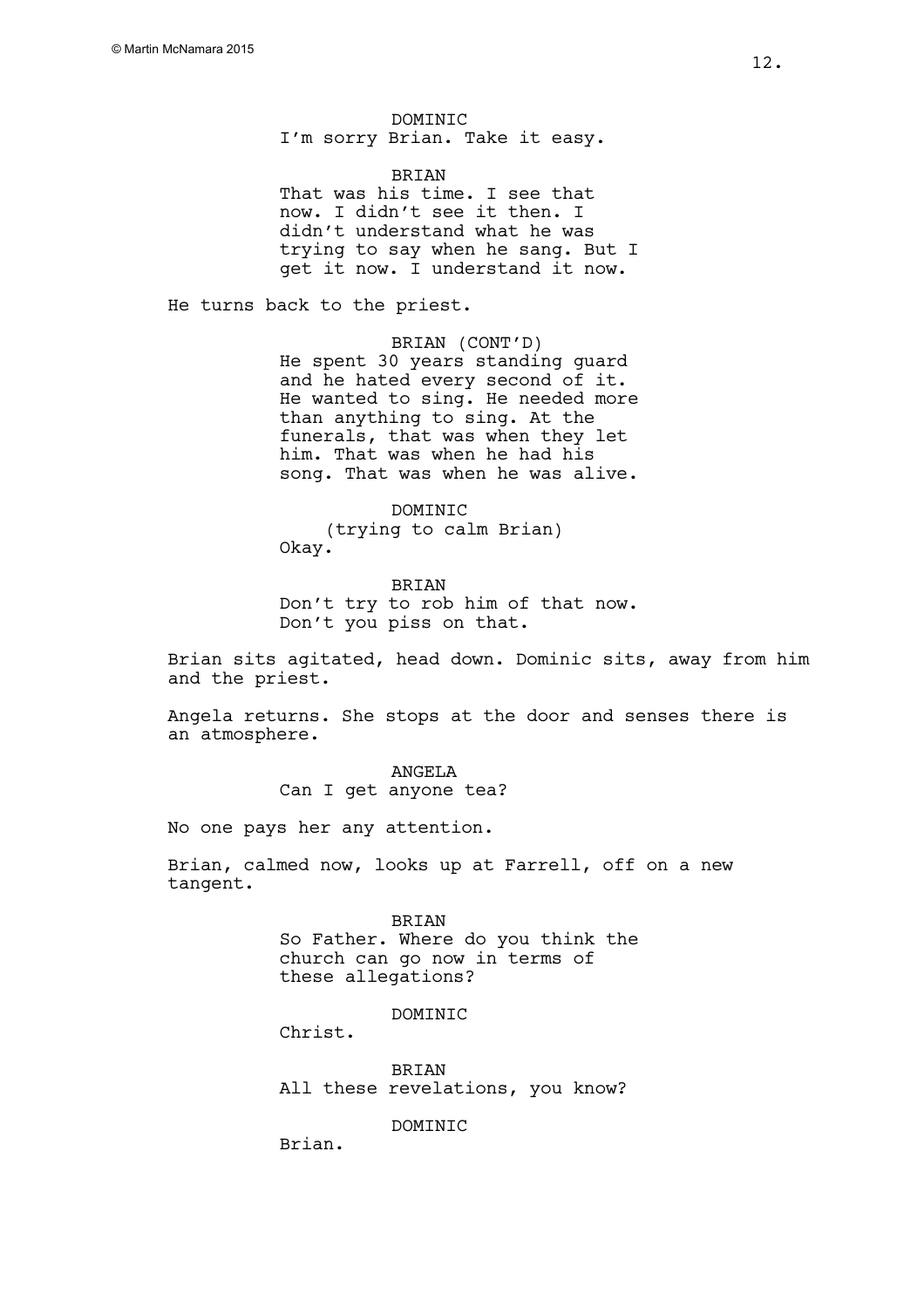DOMINIC
I'm sorry Brian. Take it easy.

BRIAN
That was his time. I see that now. I didn't see it then. I didn't understand what he was trying to say when he sang. But I get it now. I understand it now.

He turns back to the priest.

BRIAN (CONT'D)
He spent 30 years standing guard and he hated every second of it. He wanted to sing. He needed more than anything to sing. At the funerals, that was when they let him. That was when he had his song. That was when he was alive.

DOMINIC
(trying to calm Brian)
Okay.

BRIAN
Don't try to rob him of that now. Don't you piss on that.

Brian sits agitated, head down. Dominic sits, away from him and the priest.

Angela returns. She stops at the door and senses there is an atmosphere.

ANGELA
Can I get anyone tea?

No one pays her any attention.

Brian, calmed now, looks up at Farrell, off on a new tangent.

BRIAN
So Father. Where do you think the church can go now in terms of these allegations?

DOMINIC
Christ.

BRIAN
All these revelations, you know?

DOMINIC
Brian.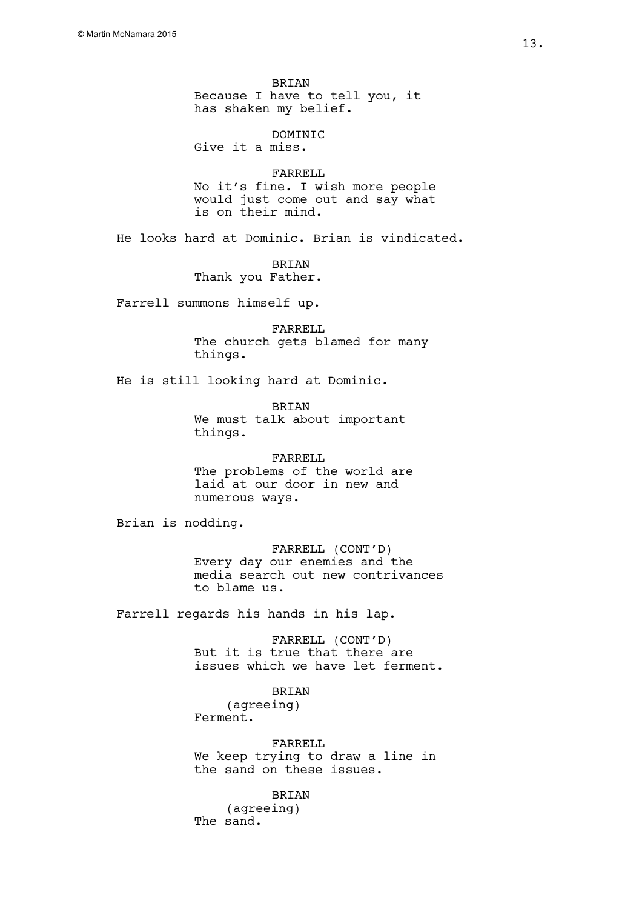BRIAN
Because I have to tell you, it has shaken my belief.

DOMINIC
Give it a miss.

FARRELL
No it's fine. I wish more people would just come out and say what is on their mind.

He looks hard at Dominic. Brian is vindicated.

BRIAN
Thank you Father.

Farrell summons himself up.

FARRELL
The church gets blamed for many things.

He is still looking hard at Dominic.

BRIAN
We must talk about important things.

FARRELL
The problems of the world are laid at our door in new and numerous ways.

Brian is nodding.

FARRELL (CONT'D)
Every day our enemies and the media search out new contrivances to blame us.

Farrell regards his hands in his lap.

FARRELL (CONT'D)
But it is true that there are issues which we have let ferment.

BRIAN
(agreeing)
Ferment.

FARRELL
We keep trying to draw a line in the sand on these issues.

BRIAN
(agreeing)
The sand.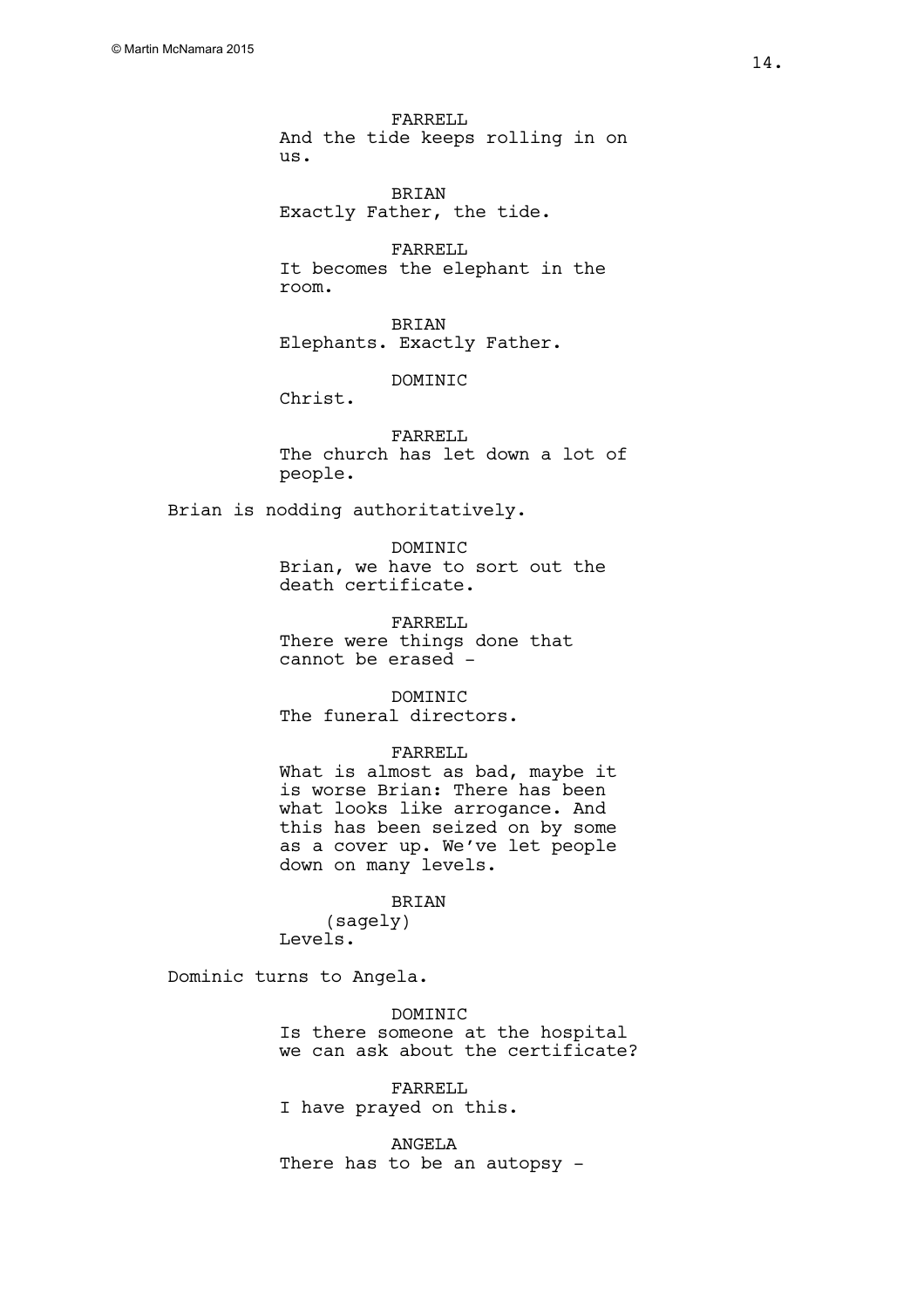FARRELL
And the tide keeps rolling in on us.

BRIAN
Exactly Father, the tide.

FARRELL
It becomes the elephant in the room.

BRIAN
Elephants. Exactly Father.

DOMINIC
Christ.

FARRELL
The church has let down a lot of people.

Brian is nodding authoritatively.

DOMINIC
Brian, we have to sort out the death certificate.

FARRELL
There were things done that cannot be erased -

DOMINIC
The funeral directors.

FARRELL
What is almost as bad, maybe it is worse Brian: There has been what looks like arrogance. And this has been seized on by some as a cover up. We've let people down on many levels.

BRIAN
(sagely)
Levels.

Dominic turns to Angela.

DOMINIC
Is there someone at the hospital we can ask about the certificate?

FARRELL
I have prayed on this.

ANGELA
There has to be an autopsy -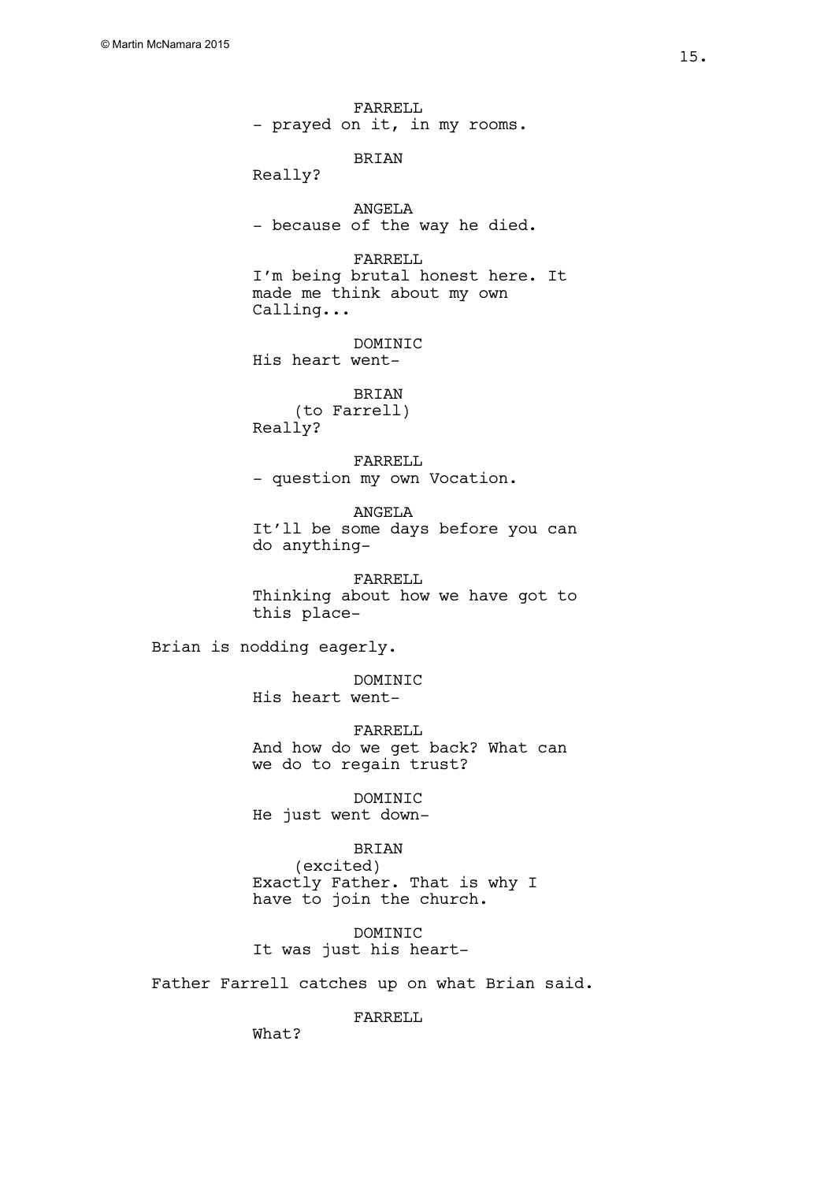FARRELL
- prayed on it, in my rooms.

BRIAN
Really?

ANGELA
- because of the way he died.

FARRELL
I'm being brutal honest here. It made me think about my own Calling...

DOMINIC
His heart went-

BRIAN
(to Farrell)
Really?

FARRELL
- question my own Vocation.

ANGELA
It'll be some days before you can do anything-

FARRELL
Thinking about how we have got to this place-

Brian is nodding eagerly.

DOMINIC
His heart went-

FARRELL
And how do we get back? What can we do to regain trust?

DOMINIC
He just went down-

BRIAN
(excited)
Exactly Father. That is why I have to join the church.

DOMINIC
It was just his heart-

Father Farrell catches up on what Brian said.

FARRELL
What?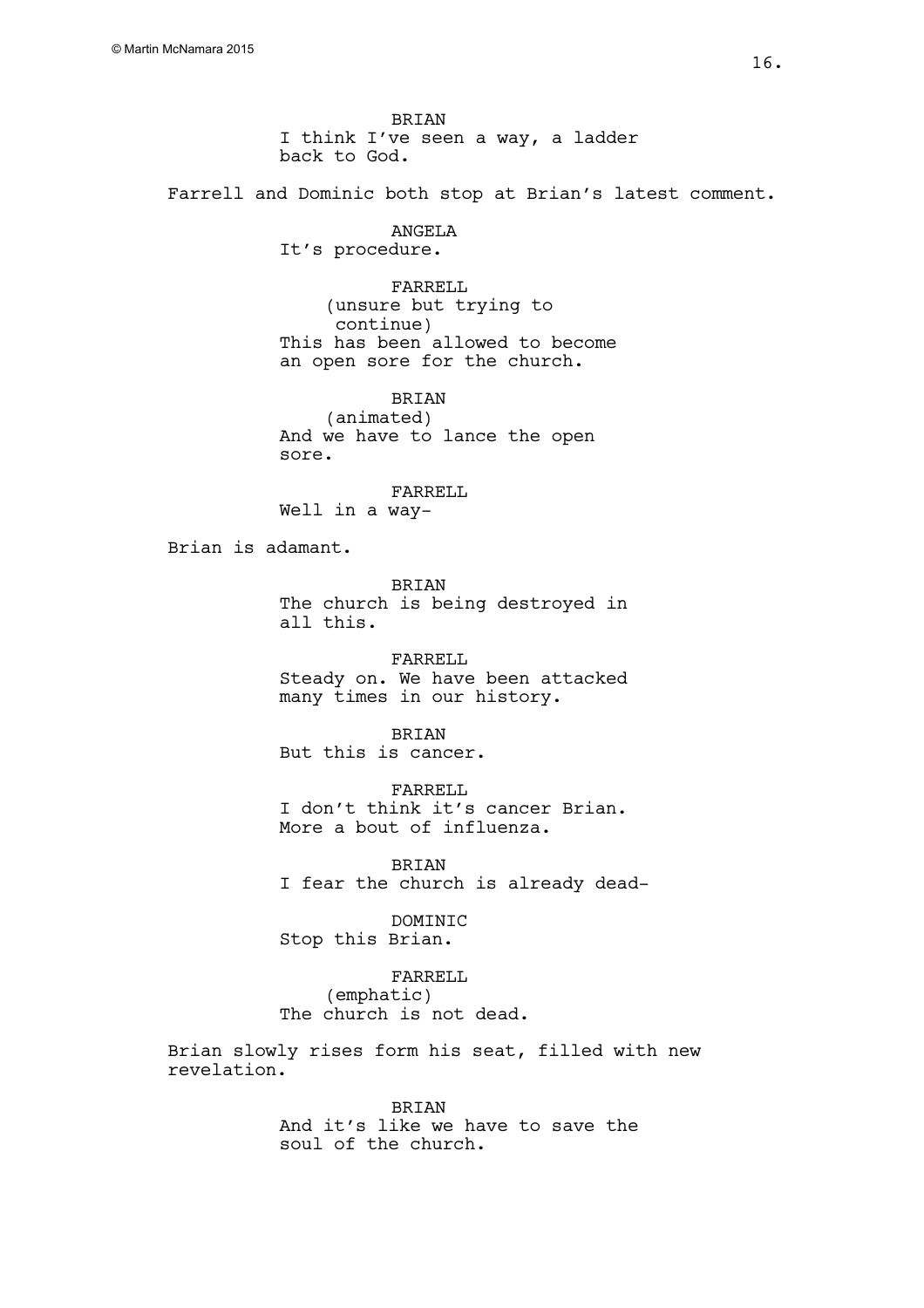BRIAN
I think I've seen a way, a ladder back to God.

Farrell and Dominic both stop at Brian's latest comment.

ANGELA
It's procedure.

FARRELL
(unsure but trying to continue)
This has been allowed to become an open sore for the church.

BRIAN
(animated)
And we have to lance the open sore.

FARRELL
Well in a way-

Brian is adamant.

BRIAN
The church is being destroyed in all this.

FARRELL
Steady on. We have been attacked many times in our history.

BRIAN
But this is cancer.

FARRELL
I don't think it's cancer Brian. More a bout of influenza.

BRIAN
I fear the church is already dead-

DOMINIC
Stop this Brian.

FARRELL
(emphatic)
The church is not dead.

Brian slowly rises form his seat, filled with new revelation.

BRIAN
And it's like we have to save the soul of the church.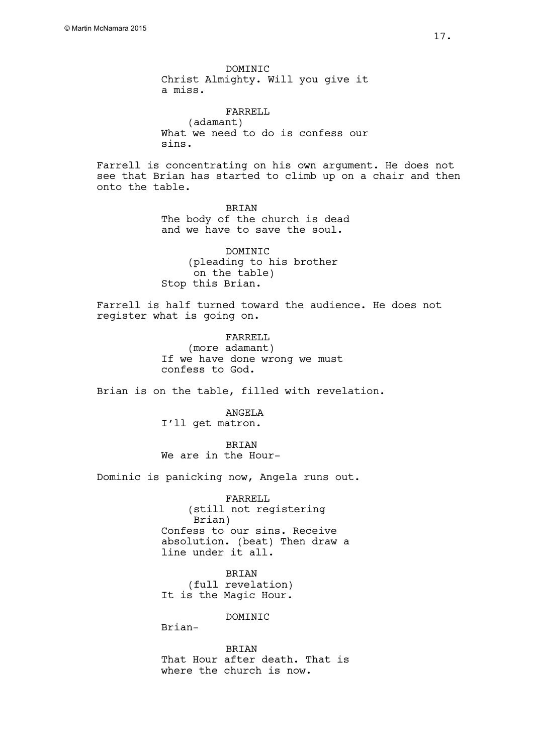DOMINIC
Christ Almighty. Will you give it a miss.

FARRELL
(adamant)
What we need to do is confess our sins.

Farrell is concentrating on his own argument. He does not see that Brian has started to climb up on a chair and then onto the table.

BRIAN
The body of the church is dead and we have to save the soul.

DOMINIC
(pleading to his brother on the table)
Stop this Brian.

Farrell is half turned toward the audience. He does not register what is going on.

FARRELL
(more adamant)
If we have done wrong we must confess to God.

Brian is on the table, filled with revelation.

ANGELA
I'll get matron.

BRIAN
We are in the Hour-

Dominic is panicking now, Angela runs out.

FARRELL
(still not registering Brian)
Confess to our sins. Receive absolution. (beat) Then draw a line under it all.

BRIAN
(full revelation)
It is the Magic Hour.

DOMINIC
Brian-

BRIAN
That Hour after death. That is where the church is now.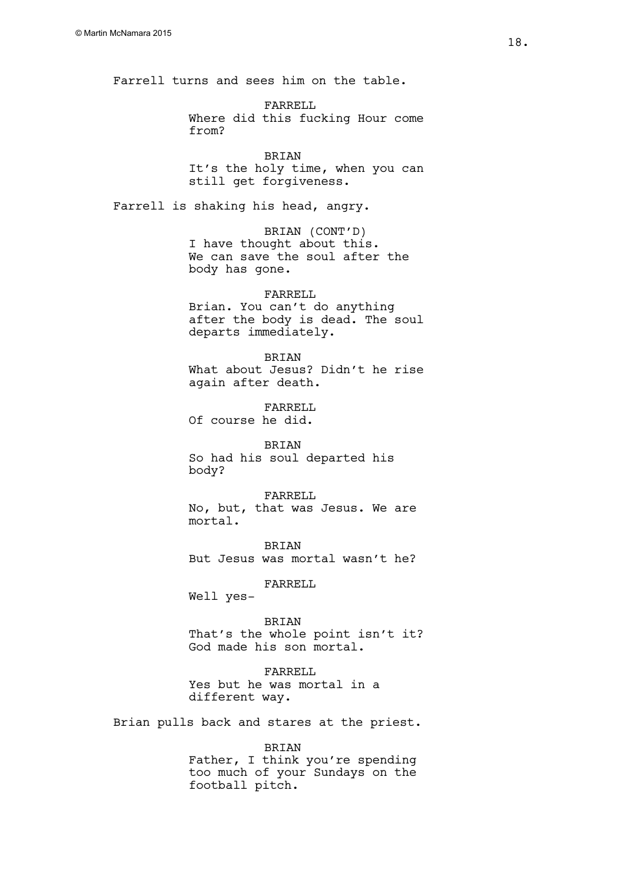Farrell turns and sees him on the table.

FARRELL
Where did this fucking Hour come from?

BRIAN
It's the holy time, when you can still get forgiveness.

Farrell is shaking his head, angry.

BRIAN (CONT'D)
I have thought about this. We can save the soul after the body has gone.

FARRELL
Brian. You can't do anything after the body is dead. The soul departs immediately.

BRIAN
What about Jesus? Didn't he rise again after death.

FARRELL
Of course he did.

BRIAN
So had his soul departed his body?

FARRELL
No, but, that was Jesus. We are mortal.

BRIAN
But Jesus was mortal wasn't he?

FARRELL
Well yes-

BRIAN
That's the whole point isn't it? God made his son mortal.

FARRELL
Yes but he was mortal in a different way.

Brian pulls back and stares at the priest.

BRIAN
Father, I think you're spending too much of your Sundays on the football pitch.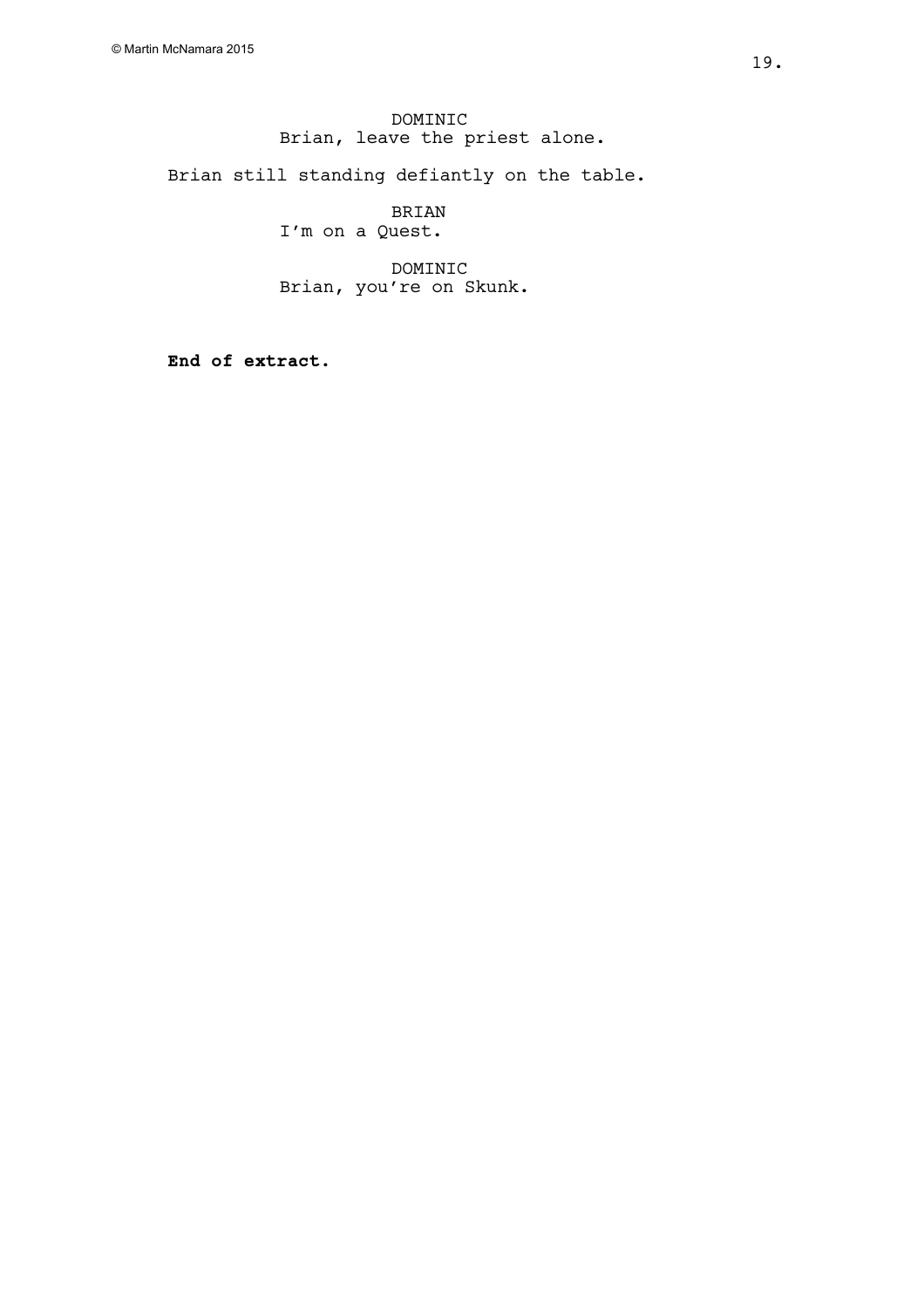DOMINIC
Brian, leave the priest alone.

Brian still standing defiantly on the table.

BRIAN
I'm on a Quest.

DOMINIC
Brian, you're on Skunk.

**End of extract.**